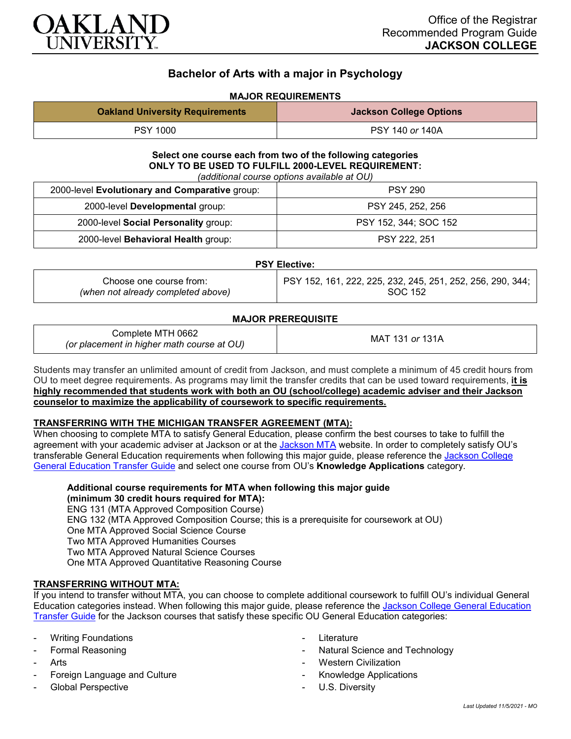Office of the Registrar
Recommended Program Guide
**JACKSON COLLEGE**

# Bachelor of Arts with a major in Psychology

## MAJOR REQUIREMENTS

| Oakland University Requirements | Jackson College Options |
|---|---|
| PSY 1000 | PSY 140 *or* 140A |

**Select one course each from two of the following categories**
**ONLY TO BE USED TO FULFILL 2000-LEVEL REQUIREMENT:**
*(additional course options available at OU)*

| | |
|---|---|
| 2000-level **Evolutionary and Comparative** group: | PSY 290 |
| 2000-level **Developmental** group: | PSY 245, 252, 256 |
| 2000-level **Social Personality** group: | PSY 152, 344; SOC 152 |
| 2000-level **Behavioral Health** group: | PSY 222, 251 |

**PSY Elective:**

| | |
|---|---|
| Choose one course from: *(when not already completed above)* | PSY 152, 161, 222, 225, 232, 245, 251, 252, 256, 290, 344; SOC 152 |

**MAJOR PREREQUISITE**

| | |
|---|---|
| Complete MTH 0662 *(or placement in higher math course at OU)* | MAT 131 *or* 131A |

Students may transfer an unlimited amount of credit from Jackson, and must complete a minimum of 45 credit hours from OU to meet degree requirements. As programs may limit the transfer credits that can be used toward requirements, **it is highly recommended that students work with both an OU (school/college) academic adviser and their Jackson counselor to maximize the applicability of coursework to specific requirements.**

### TRANSFERRING WITH THE MICHIGAN TRANSFER AGREEMENT (MTA):

When choosing to complete MTA to satisfy General Education, please confirm the best courses to take to fulfill the agreement with your academic adviser at Jackson or at the Jackson MTA website. In order to completely satisfy OU's transferable General Education requirements when following this major guide, please reference the Jackson College General Education Transfer Guide and select one course from OU's **Knowledge Applications** category.

**Additional course requirements for MTA when following this major guide (minimum 30 credit hours required for MTA):**
ENG 131 (MTA Approved Composition Course)
ENG 132 (MTA Approved Composition Course; this is a prerequisite for coursework at OU)
One MTA Approved Social Science Course
Two MTA Approved Humanities Courses
Two MTA Approved Natural Science Courses
One MTA Approved Quantitative Reasoning Course

### TRANSFERRING WITHOUT MTA:

If you intend to transfer without MTA, you can choose to complete additional coursework to fulfill OU's individual General Education categories instead. When following this major guide, please reference the Jackson College General Education Transfer Guide for the Jackson courses that satisfy these specific OU General Education categories:

- Writing Foundations
- Formal Reasoning
- Arts
- Foreign Language and Culture
- Global Perspective
- Literature
- Natural Science and Technology
- Western Civilization
- Knowledge Applications
- U.S. Diversity

*Last Updated 11/5/2021 - MO*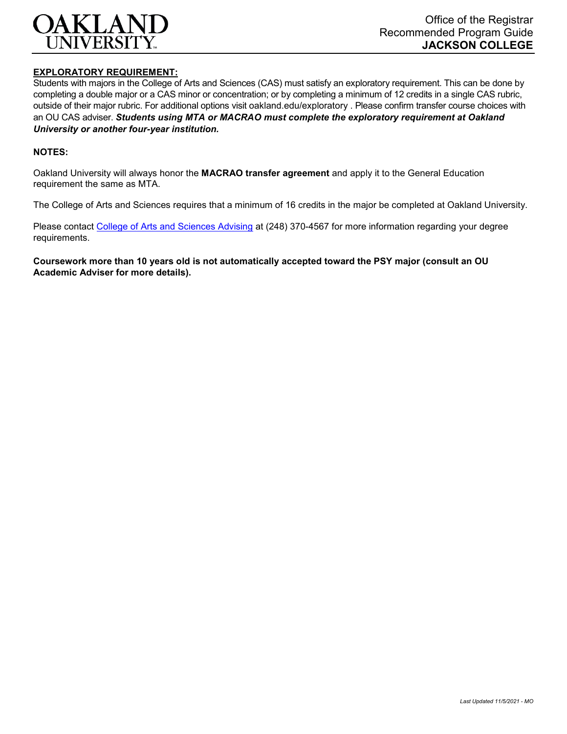**EXPLORATORY REQUIREMENT:**

Students with majors in the College of Arts and Sciences (CAS) must satisfy an exploratory requirement. This can be done by completing a double major or a CAS minor or concentration; or by completing a minimum of 12 credits in a single CAS rubric, outside of their major rubric. For additional options visit oakland.edu/exploratory . Please confirm transfer course choices with an OU CAS adviser. ***Students using MTA or MACRAO must complete the exploratory requirement at Oakland University or another four-year institution.***

**NOTES:**

Oakland University will always honor the **MACRAO transfer agreement** and apply it to the General Education requirement the same as MTA.

The College of Arts and Sciences requires that a minimum of 16 credits in the major be completed at Oakland University.

Please contact College of Arts and Sciences Advising at (248) 370-4567 for more information regarding your degree requirements.

**Coursework more than 10 years old is not automatically accepted toward the PSY major (consult an OU Academic Adviser for more details).**